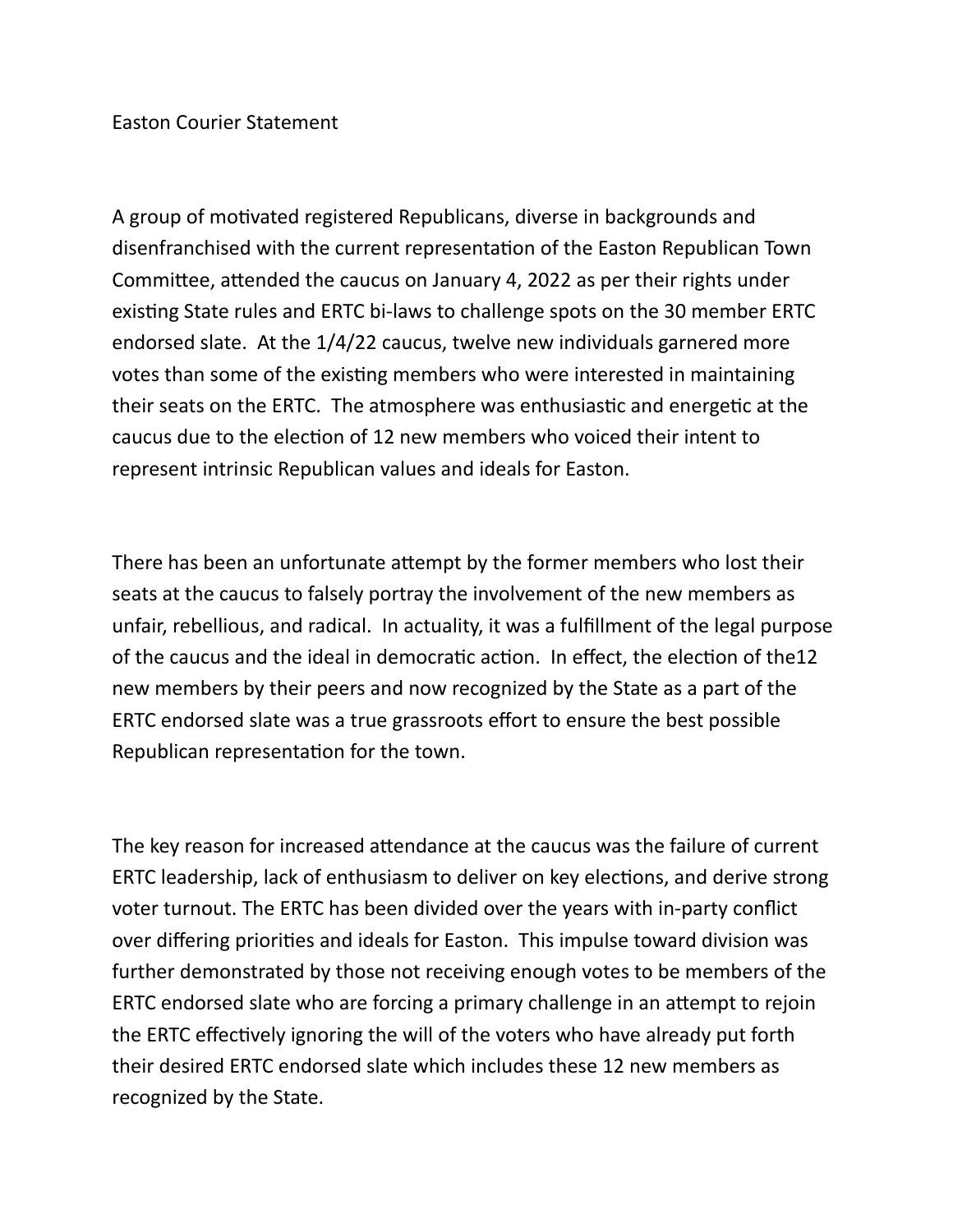Easton Courier Statement

A group of motivated registered Republicans, diverse in backgrounds and disenfranchised with the current representation of the Easton Republican Town Committee, attended the caucus on January 4, 2022 as per their rights under existing State rules and ERTC bi-laws to challenge spots on the 30 member ERTC endorsed slate. At the 1/4/22 caucus, twelve new individuals garnered more votes than some of the existing members who were interested in maintaining their seats on the ERTC. The atmosphere was enthusiastic and energetic at the caucus due to the election of 12 new members who voiced their intent to represent intrinsic Republican values and ideals for Easton.

There has been an unfortunate attempt by the former members who lost their seats at the caucus to falsely portray the involvement of the new members as unfair, rebellious, and radical. In actuality, it was a fulfillment of the legal purpose of the caucus and the ideal in democratic action. In effect, the election of the12 new members by their peers and now recognized by the State as a part of the ERTC endorsed slate was a true grassroots effort to ensure the best possible Republican representation for the town.

The key reason for increased attendance at the caucus was the failure of current ERTC leadership, lack of enthusiasm to deliver on key elections, and derive strong voter turnout. The ERTC has been divided over the years with in-party conflict over differing priorities and ideals for Easton. This impulse toward division was further demonstrated by those not receiving enough votes to be members of the ERTC endorsed slate who are forcing a primary challenge in an attempt to rejoin the ERTC effectively ignoring the will of the voters who have already put forth their desired ERTC endorsed slate which includes these 12 new members as recognized by the State.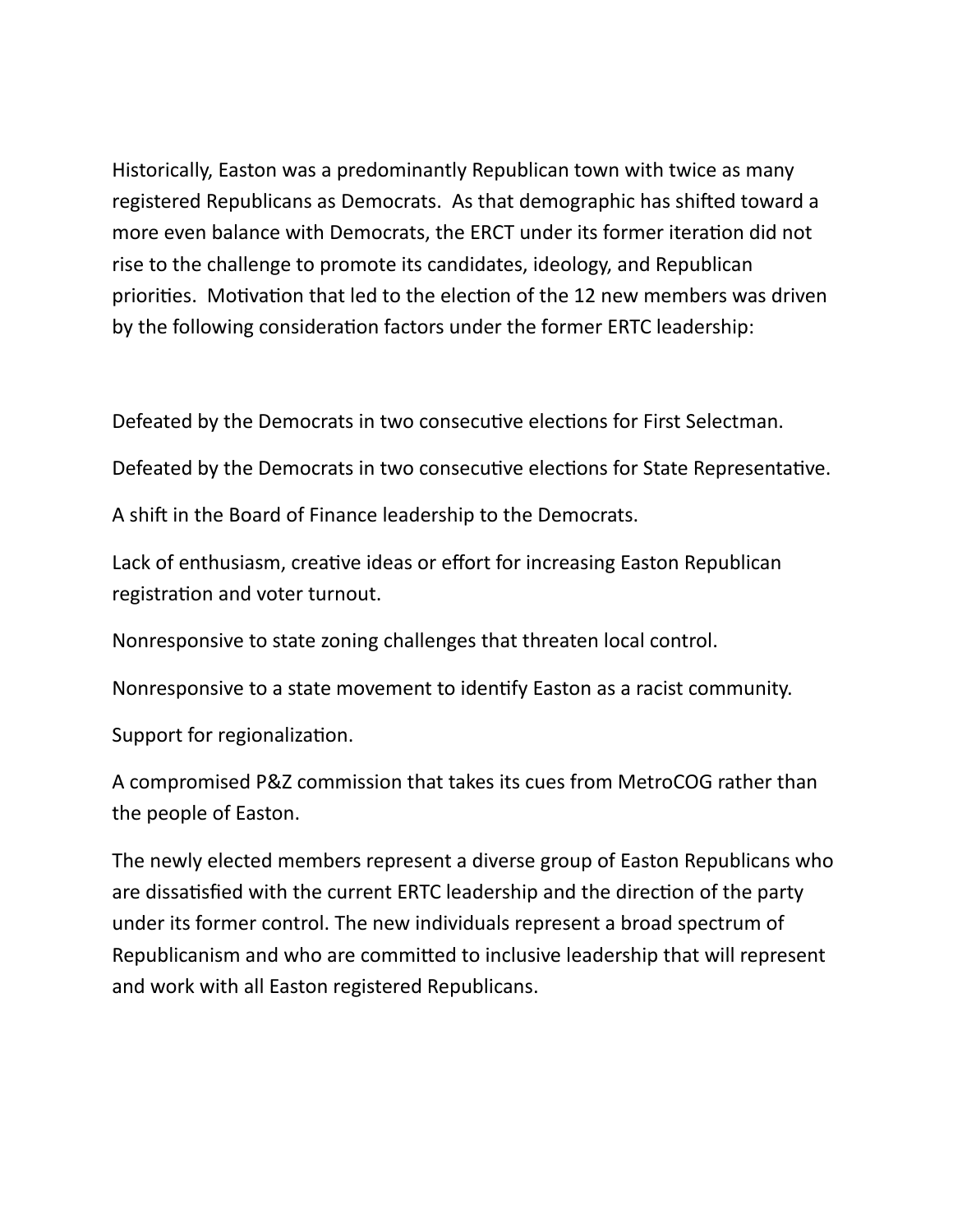Historically, Easton was a predominantly Republican town with twice as many registered Republicans as Democrats. As that demographic has shifted toward a more even balance with Democrats, the ERCT under its former iteration did not rise to the challenge to promote its candidates, ideology, and Republican priorities. Motivation that led to the election of the 12 new members was driven by the following consideration factors under the former ERTC leadership:

Defeated by the Democrats in two consecutive elections for First Selectman.

Defeated by the Democrats in two consecutive elections for State Representative.

A shift in the Board of Finance leadership to the Democrats.

Lack of enthusiasm, creative ideas or effort for increasing Easton Republican registration and voter turnout.

Nonresponsive to state zoning challenges that threaten local control.

Nonresponsive to a state movement to identify Easton as a racist community.

Support for regionalization.

A compromised P&Z commission that takes its cues from MetroCOG rather than the people of Easton.

The newly elected members represent a diverse group of Easton Republicans who are dissatisfied with the current ERTC leadership and the direction of the party under its former control. The new individuals represent a broad spectrum of Republicanism and who are committed to inclusive leadership that will represent and work with all Easton registered Republicans.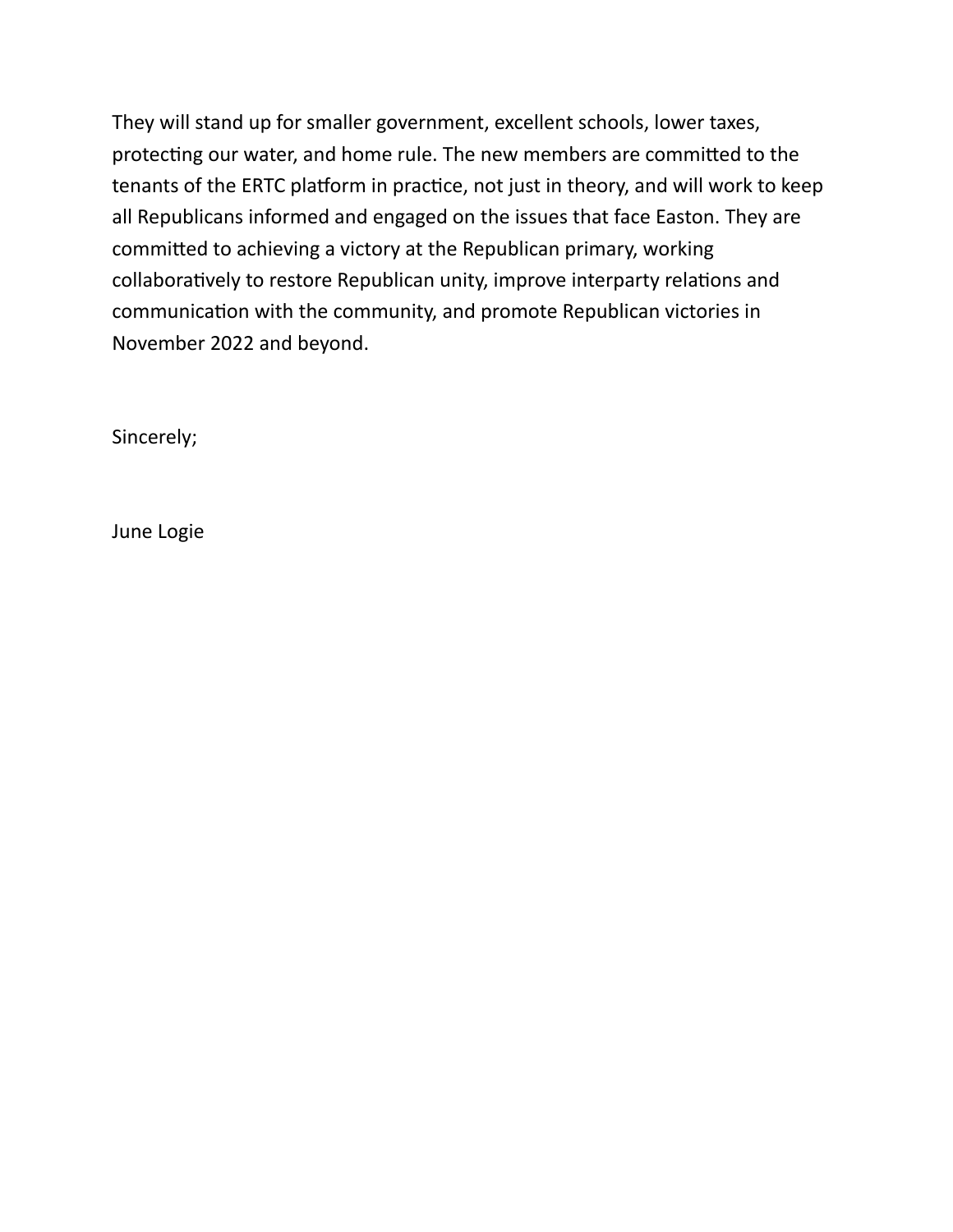They will stand up for smaller government, excellent schools, lower taxes, protecting our water, and home rule. The new members are committed to the tenants of the ERTC platform in practice, not just in theory, and will work to keep all Republicans informed and engaged on the issues that face Easton. They are committed to achieving a victory at the Republican primary, working collaboratively to restore Republican unity, improve interparty relations and communication with the community, and promote Republican victories in November 2022 and beyond.

Sincerely;

June Logie